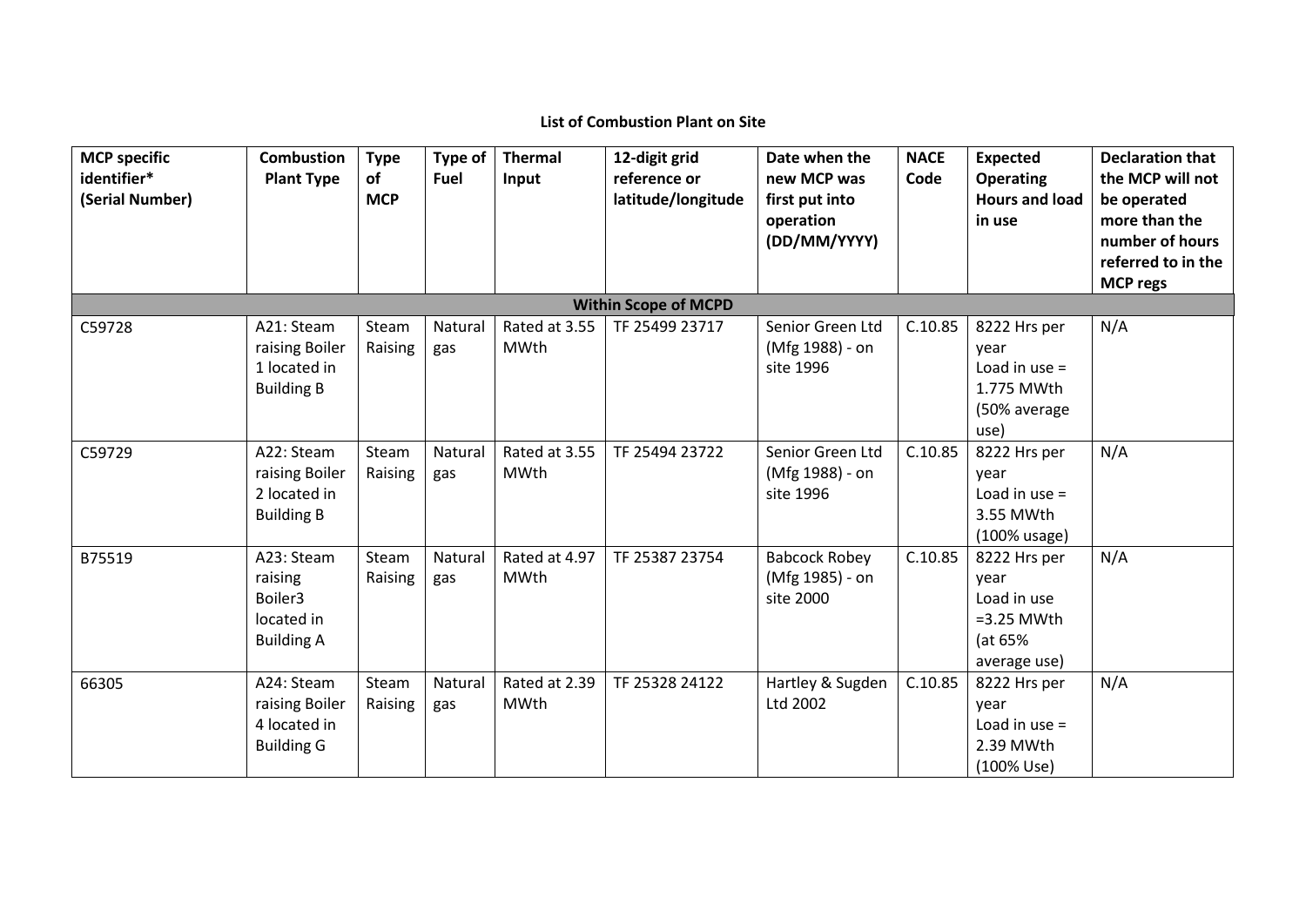**List of Combustion Plant on Site**

| MCP specific identifier* (Serial Number) | Combustion Plant Type | Type of MCP | Type of Fuel | Thermal Input | 12-digit grid reference or latitude/longitude | Date when the new MCP was first put into operation (DD/MM/YYYY) | NACE Code | Expected Operating Hours and load in use | Declaration that the MCP will not be operated more than the number of hours referred to in the MCP regs |
|---|---|---|---|---|---|---|---|---|---|
| **Within Scope of MCPD** | | | | | | | | | |
| C59728 | A21: Steam raising Boiler 1 located in Building B | Steam Raising | Natural gas | Rated at 3.55 MWth | TF 25499 23717 | Senior Green Ltd (Mfg 1988) - on site 1996 | C.10.85 | 8222 Hrs per year Load in use = 1.775 MWth (50% average use) | N/A |
| C59729 | A22: Steam raising Boiler 2 located in Building B | Steam Raising | Natural gas | Rated at 3.55 MWth | TF 25494 23722 | Senior Green Ltd (Mfg 1988) - on site 1996 | C.10.85 | 8222 Hrs per year Load in use = 3.55 MWth (100% usage) | N/A |
| B75519 | A23: Steam raising Boiler3 located in Building A | Steam Raising | Natural gas | Rated at 4.97 MWth | TF 25387 23754 | Babcock Robey (Mfg 1985) - on site 2000 | C.10.85 | 8222 Hrs per year Load in use =3.25 MWth (at 65% average use) | N/A |
| 66305 | A24: Steam raising Boiler 4 located in Building G | Steam Raising | Natural gas | Rated at 2.39 MWth | TF 25328 24122 | Hartley & Sugden Ltd 2002 | C.10.85 | 8222 Hrs per year Load in use = 2.39 MWth (100% Use) | N/A |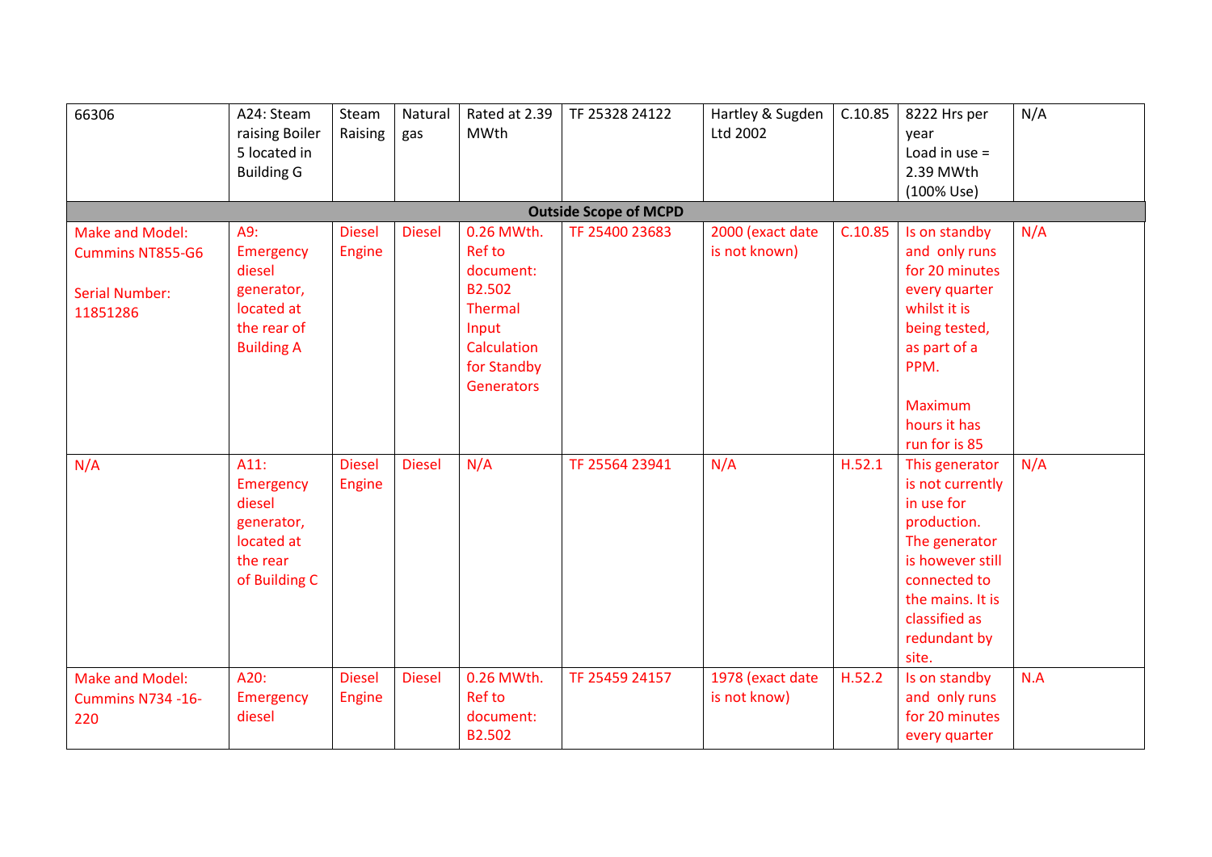| 66306 | A24: Steam raising Boiler 5 located in Building G | Steam Raising | Natural gas | Rated at 2.39 MWth | TF 25328 24122 | Hartley & Sugden Ltd 2002 | C.10.85 | 8222 Hrs per year Load in use = 2.39 MWth (100% Use) | N/A |
|---|---|---|---|---|---|---|---|---|---|
| **Outside Scope of MCPD** | | | | | | | | | |
| Make and Model: Cummins NT855-G6<br><br>Serial Number: 11851286 | A9: Emergency diesel generator, located at the rear of Building A | Diesel Engine | Diesel | 0.26 MWth. Ref to document: B2.502 Thermal Input Calculation for Standby Generators | TF 25400 23683 | 2000 (exact date is not known) | C.10.85 | Is on standby and only runs for 20 minutes every quarter whilst it is being tested, as part of a PPM.<br><br>Maximum hours it has run for is 85 | N/A |
| N/A | A11: Emergency diesel generator, located at the rear of Building C | Diesel Engine | Diesel | N/A | TF 25564 23941 | N/A | H.52.1 | This generator is not currently in use for production. The generator is however still connected to the mains. It is classified as redundant by site. | N/A |
| Make and Model: Cummins N734 -16-220 | A20: Emergency diesel | Diesel Engine | Diesel | 0.26 MWth. Ref to document: B2.502 | TF 25459 24157 | 1978 (exact date is not know) | H.52.2 | Is on standby and only runs for 20 minutes every quarter | N.A |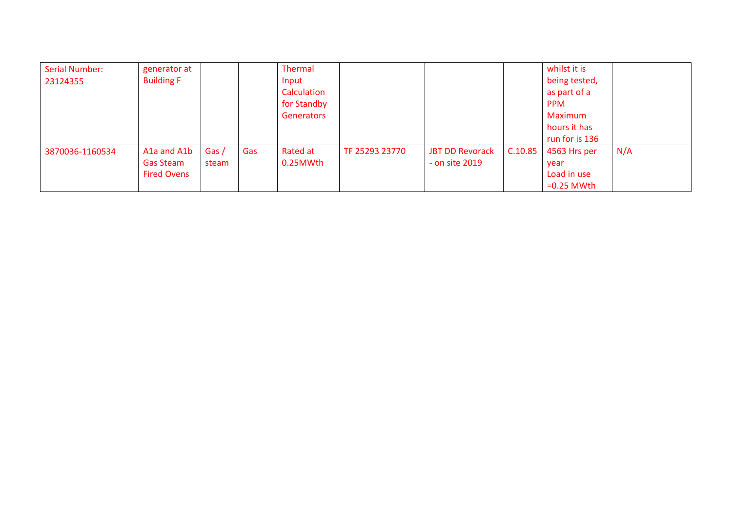| | | | | | | | | | |
|---|---|---|---|---|---|---|---|---|---|
| Serial Number: 23124355 | generator at Building F | | | Thermal Input Calculation for Standby Generators | | | | whilst it is being tested, as part of a PPM Maximum hours it has run for is 136 | |
| 3870036-1160534 | A1a and A1b Gas Steam Fired Ovens | Gas / steam | Gas | Rated at 0.25MWth | TF 25293 23770 | JBT DD Revorack - on site 2019 | C.10.85 | 4563 Hrs per year Load in use =0.25 MWth | N/A |